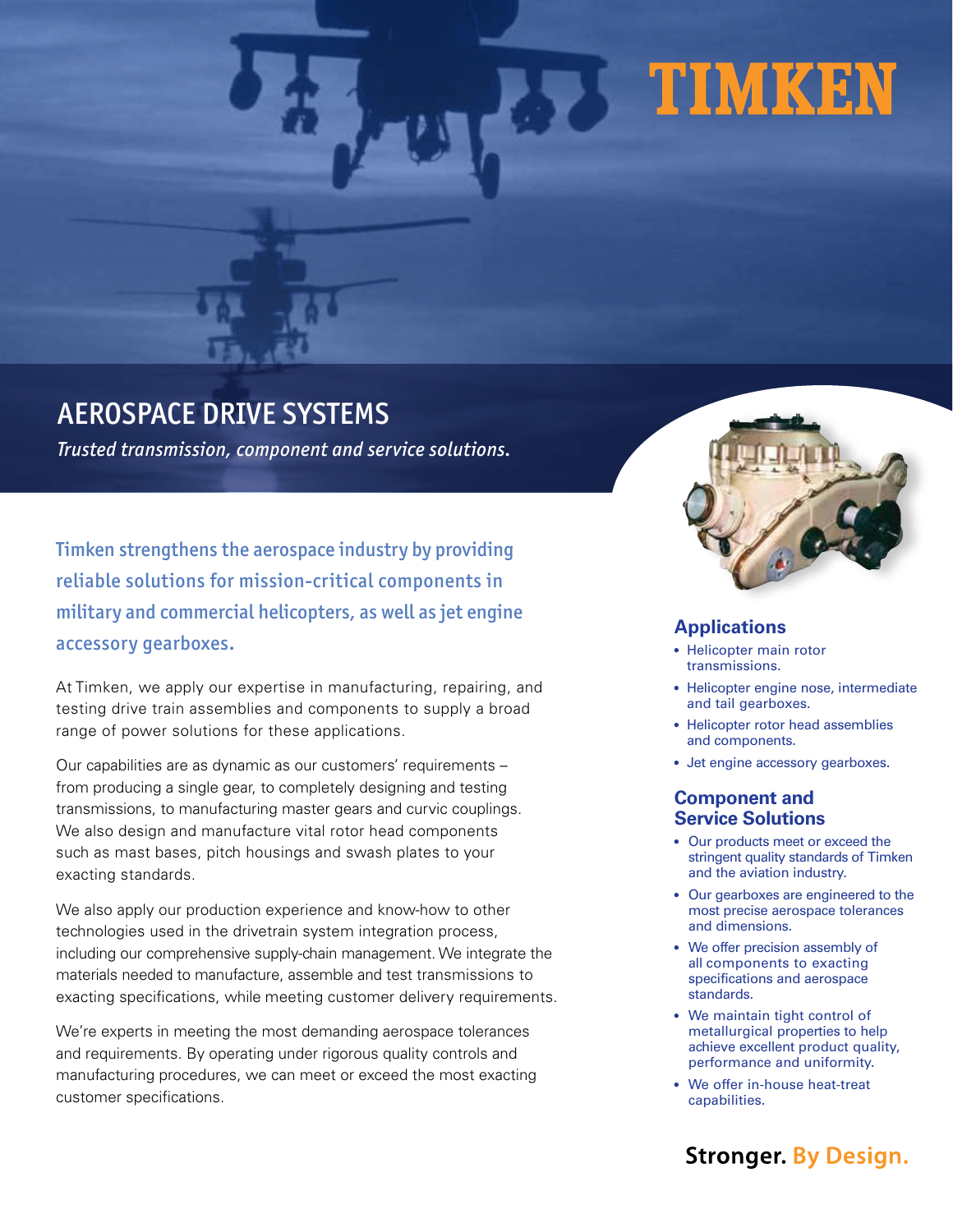TIMKEN

# AEROSPACE DRIVE SYSTEMS

*Trusted transmission, component and service solutions.*

**Timken strengthens the aerospace industry by providing reliable solutions for mission-critical components in military and commercial helicopters, as well as jet engine accessory gearboxes.**

At Timken, we apply our expertise in manufacturing, repairing, and testing drive train assemblies and components to supply a broad range of power solutions for these applications.

Our capabilities are as dynamic as our customers' requirements – from producing a single gear, to completely designing and testing transmissions, to manufacturing master gears and curvic couplings. We also design and manufacture vital rotor head components such as mast bases, pitch housings and swash plates to your exacting standards.

We also apply our production experience and know-how to other technologies used in the drivetrain system integration process, including our comprehensive supply-chain management. We integrate the materials needed to manufacture, assemble and test transmissions to exacting specifications, while meeting customer delivery requirements.

We're experts in meeting the most demanding aerospace tolerances and requirements. By operating under rigorous quality controls and manufacturing procedures, we can meet or exceed the most exacting customer specifications.

## Applications

- Helicopter main rotor transmissions.
- Helicopter engine nose, intermediate and tail gearboxes.
- Helicopter rotor head assemblies and components.
- Jet engine accessory gearboxes.

## Component and Service Solutions

- Our products meet or exceed the stringent quality standards of Timken and the aviation industry.
- Our gearboxes are engineered to the most precise aerospace tolerances and dimensions.
- We offer precision assembly of all components to exacting specifications and aerospace standards.
- We maintain tight control of metallurgical properties to help achieve excellent product quality, performance and uniformity.
- We offer in-house heat-treat capabilities.

**Stronger. By Design.**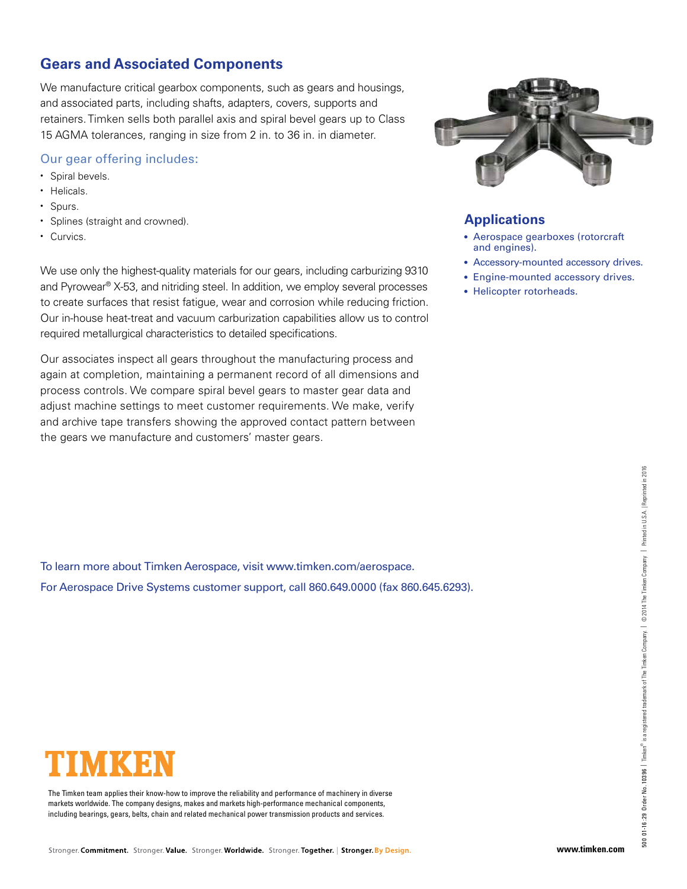## Gears and Associated Components

We manufacture critical gearbox components, such as gears and housings, and associated parts, including shafts, adapters, covers, supports and retainers. Timken sells both parallel axis and spiral bevel gears up to Class 15 AGMA tolerances, ranging in size from 2 in. to 36 in. in diameter.

### Our gear offering includes:

- Spiral bevels.
- Helicals.
- Spurs.
- Splines (straight and crowned).
- Curvics.

We use only the highest-quality materials for our gears, including carburizing 9310 and Pyrowear® X-53, and nitriding steel. In addition, we employ several processes to create surfaces that resist fatigue, wear and corrosion while reducing friction. Our in-house heat-treat and vacuum carburization capabilities allow us to control required metallurgical characteristics to detailed specifications.

Our associates inspect all gears throughout the manufacturing process and again at completion, maintaining a permanent record of all dimensions and process controls. We compare spiral bevel gears to master gear data and adjust machine settings to meet customer requirements. We make, verify and archive tape transfers showing the approved contact pattern between the gears we manufacture and customers' master gears.

## Applications

- Aerospace gearboxes (rotorcraft and engines).
- Accessory-mounted accessory drives.
- Engine-mounted accessory drives.
- Helicopter rotorheads.

To learn more about Timken Aerospace, visit www.timken.com/aerospace.

For Aerospace Drive Systems customer support, call 860.649.0000 (fax 860.645.6293).

**TIMKEN**

The Timken team applies their know-how to improve the reliability and performance of machinery in diverse markets worldwide. The company designs, makes and markets high-performance mechanical components, including bearings, gears, belts, chain and related mechanical power transmission products and services.

Stronger. **Commitment.** Stronger. **Value.** Stronger. **Worldwide.** Stronger. **Together.** | **Stronger. By Design.**

**www.timken.com**

500 01-16 :29 Order No. 10396 | Timken® is a registered trademark of The Timken Company. | © 2014 The Timken Company | Printed in U.S.A. | Reprinted in 2016